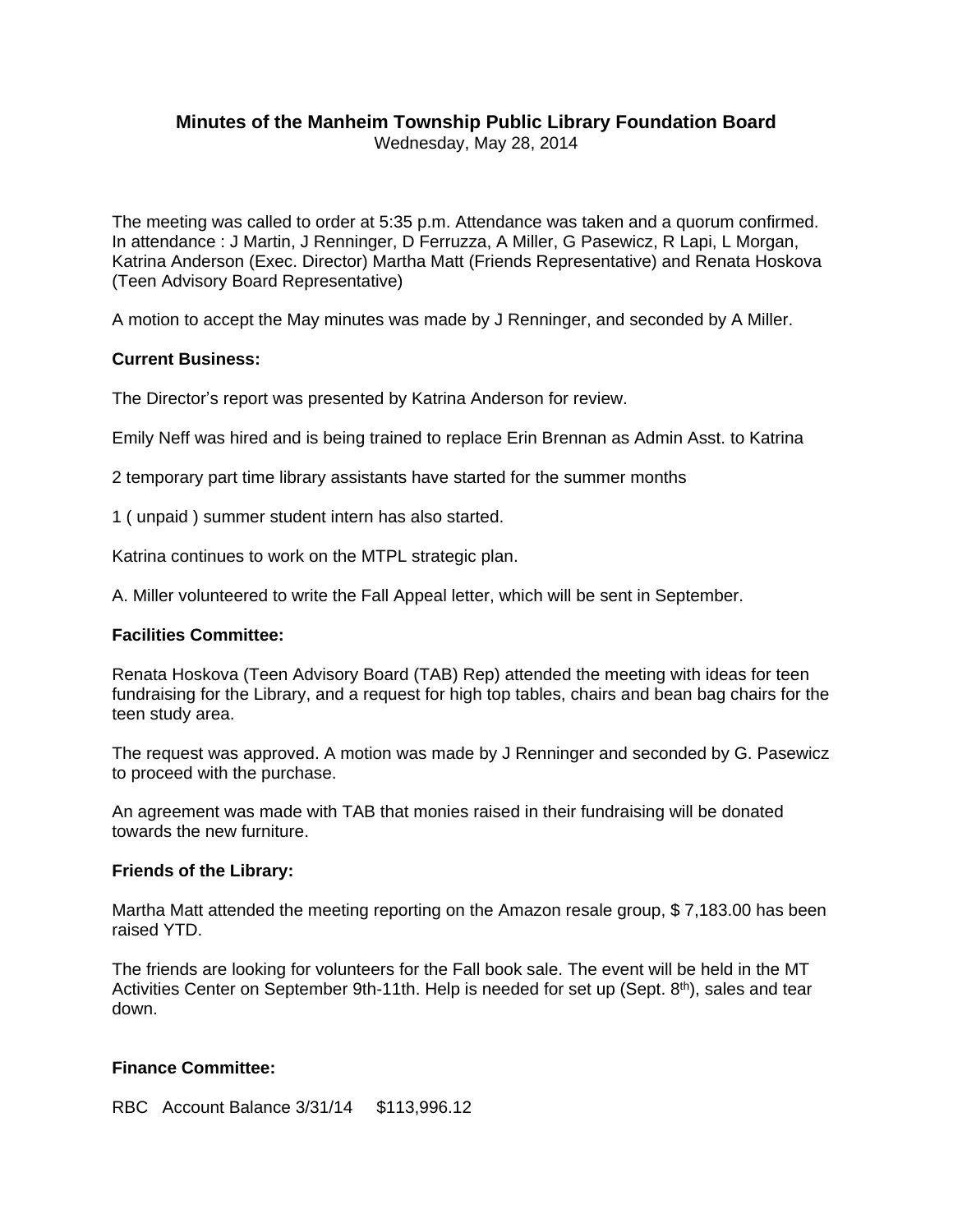# Minutes of the Manheim Township Public Library Foundation Board

Wednesday, May 28, 2014

The meeting was called to order at 5:35 p.m. Attendance was taken and a quorum confirmed. In attendance : J Martin, J Renninger, D Ferruzza, A Miller, G Pasewicz, R Lapi, L Morgan, Katrina Anderson (Exec. Director) Martha Matt (Friends Representative) and Renata Hoskova (Teen Advisory Board Representative)

A motion to accept the May minutes was made by J Renninger, and seconded by A Miller.

**Current Business:**

The Director's report was presented by Katrina Anderson for review.

Emily Neff was hired and is being trained to replace Erin Brennan as Admin Asst. to Katrina

2 temporary part time library assistants have started for the summer months

1 ( unpaid ) summer student intern has also started.

Katrina continues to work on the MTPL strategic plan.

A. Miller volunteered to write the Fall Appeal letter, which will be sent in September.

**Facilities Committee:**

Renata Hoskova (Teen Advisory Board (TAB) Rep) attended the meeting with ideas for teen fundraising for the Library, and a request for high top tables, chairs and bean bag chairs for the teen study area.

The request was approved. A motion was made by J Renninger and seconded by G. Pasewicz to proceed with the purchase.

An agreement was made with TAB that monies raised in their fundraising will be donated towards the new furniture.

**Friends of the Library:**

Martha Matt attended the meeting reporting on the Amazon resale group, $ 7,183.00 has been raised YTD.

The friends are looking for volunteers for the Fall book sale. The event will be held in the MT Activities Center on September 9th-11th. Help is needed for set up (Sept. 8th), sales and tear down.

**Finance Committee:**

RBC Account Balance 3/31/14 $113,996.12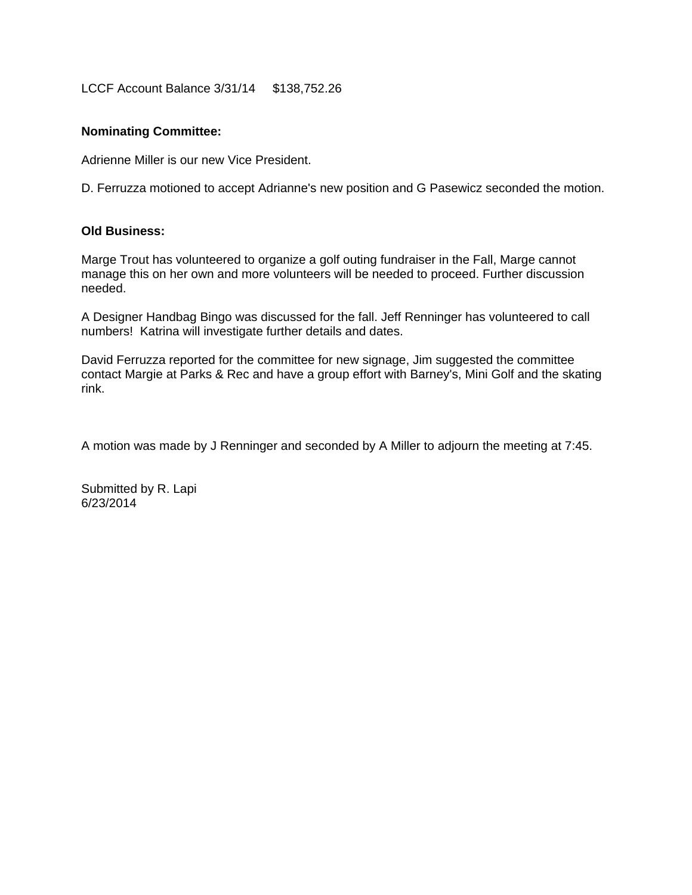LCCF Account Balance 3/31/14 $138,752.26

**Nominating Committee:**

Adrienne Miller is our new Vice President.

D. Ferruzza motioned to accept Adrianne's new position and G Pasewicz seconded the motion.

**Old Business:**

Marge Trout has volunteered to organize a golf outing fundraiser in the Fall, Marge cannot manage this on her own and more volunteers will be needed to proceed. Further discussion needed.

A Designer Handbag Bingo was discussed for the fall. Jeff Renninger has volunteered to call numbers! Katrina will investigate further details and dates.

David Ferruzza reported for the committee for new signage, Jim suggested the committee contact Margie at Parks & Rec and have a group effort with Barney's, Mini Golf and the skating rink.

A motion was made by J Renninger and seconded by A Miller to adjourn the meeting at 7:45.

Submitted by R. Lapi
6/23/2014